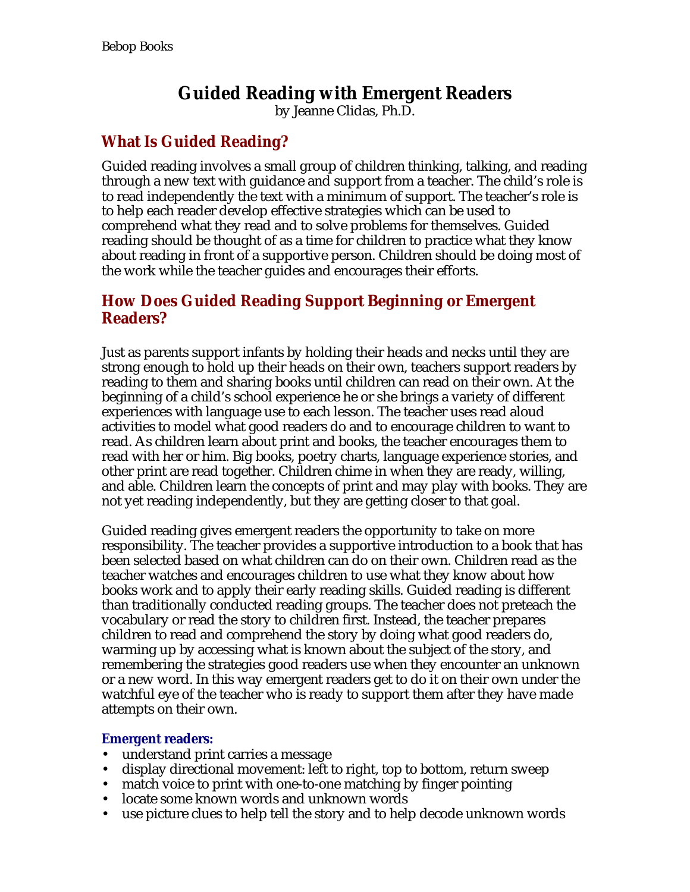# Guided Reading with Emergent Readers

by Jeanne Clidas, Ph.D.

## What Is Guided Reading?

Guided reading involves a small group of children thinking, talking, and reading through a new text with guidance and support from a teacher. The child's role is to read independently the text with a minimum of support. The teacher's role is to help each reader develop effective strategies which can be used to comprehend what they read and to solve problems for themselves. Guided reading should be thought of as a time for children to practice what they know about reading in front of a supportive person. Children should be doing most of the work while the teacher guides and encourages their efforts.

## How Does Guided Reading Support Beginning or Emergent Readers?

Just as parents support infants by holding their heads and necks until they are strong enough to hold up their heads on their own, teachers support readers by reading to them and sharing books until children can read on their own. At the beginning of a child's school experience he or she brings a variety of different experiences with language use to each lesson. The teacher uses read aloud activities to model what good readers do and to encourage children to want to read. As children learn about print and books, the teacher encourages them to read with her or him. Big books, poetry charts, language experience stories, and other print are read together. Children chime in when they are ready, willing, and able. Children learn the concepts of print and may play with books. They are not yet reading independently, but they are getting closer to that goal.

Guided reading gives emergent readers the opportunity to take on more responsibility. The teacher provides a supportive introduction to a book that has been selected based on what children can do on their own. Children read as the teacher watches and encourages children to use what they know about how books work and to apply their early reading skills. Guided reading is different than traditionally conducted reading groups. The teacher does not preteach the vocabulary or read the story to children first. Instead, the teacher prepares children to read and comprehend the story by doing what good readers do, warming up by accessing what is known about the subject of the story, and remembering the strategies good readers use when they encounter an unknown or a new word. In this way emergent readers get to do it on their own under the watchful eye of the teacher who is ready to support them after they have made attempts on their own.

**Emergent readers:**

- understand print carries a message
- display directional movement: left to right, top to bottom, return sweep
- match voice to print with one-to-one matching by finger pointing
- locate some known words and unknown words
- use picture clues to help tell the story and to help decode unknown words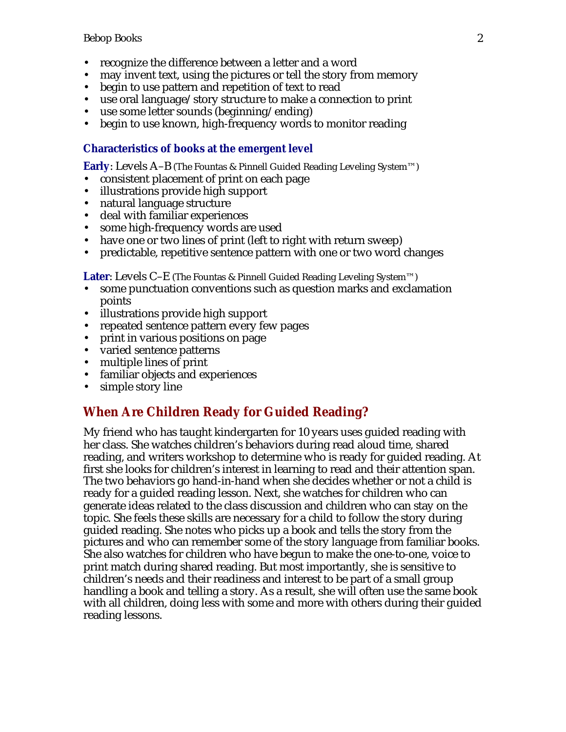- recognize the difference between a letter and a word
- may invent text, using the pictures or tell the story from memory
- begin to use pattern and repetition of text to read
- use oral language/story structure to make a connection to print
- use some letter sounds (beginning/ending)
- begin to use known, high-frequency words to monitor reading

### Characteristics of books at the emergent level

**Early**: Levels A–B (The Fountas & Pinnell Guided Reading Leveling System™)

- consistent placement of print on each page
- illustrations provide high support
- natural language structure
- deal with familiar experiences
- some high-frequency words are used
- have one or two lines of print (left to right with return sweep)
- predictable, repetitive sentence pattern with one or two word changes

**Later**: Levels C–E (The Fountas & Pinnell Guided Reading Leveling System™)

- some punctuation conventions such as question marks and exclamation points
- illustrations provide high support
- repeated sentence pattern every few pages
- print in various positions on page
- varied sentence patterns
- multiple lines of print
- familiar objects and experiences
- simple story line

## When Are Children Ready for Guided Reading?

My friend who has taught kindergarten for 10 years uses guided reading with her class. She watches children's behaviors during read aloud time, shared reading, and writers workshop to determine who is ready for guided reading. At first she looks for children's interest in learning to read and their attention span. The two behaviors go hand-in-hand when she decides whether or not a child is ready for a guided reading lesson. Next, she watches for children who can generate ideas related to the class discussion and children who can stay on the topic. She feels these skills are necessary for a child to follow the story during guided reading. She notes who picks up a book and tells the story from the pictures and who can remember some of the story language from familiar books. She also watches for children who have begun to make the one-to-one, voice to print match during shared reading. But most importantly, she is sensitive to children's needs and their readiness and interest to be part of a small group handling a book and telling a story. As a result, she will often use the same book with all children, doing less with some and more with others during their guided reading lessons.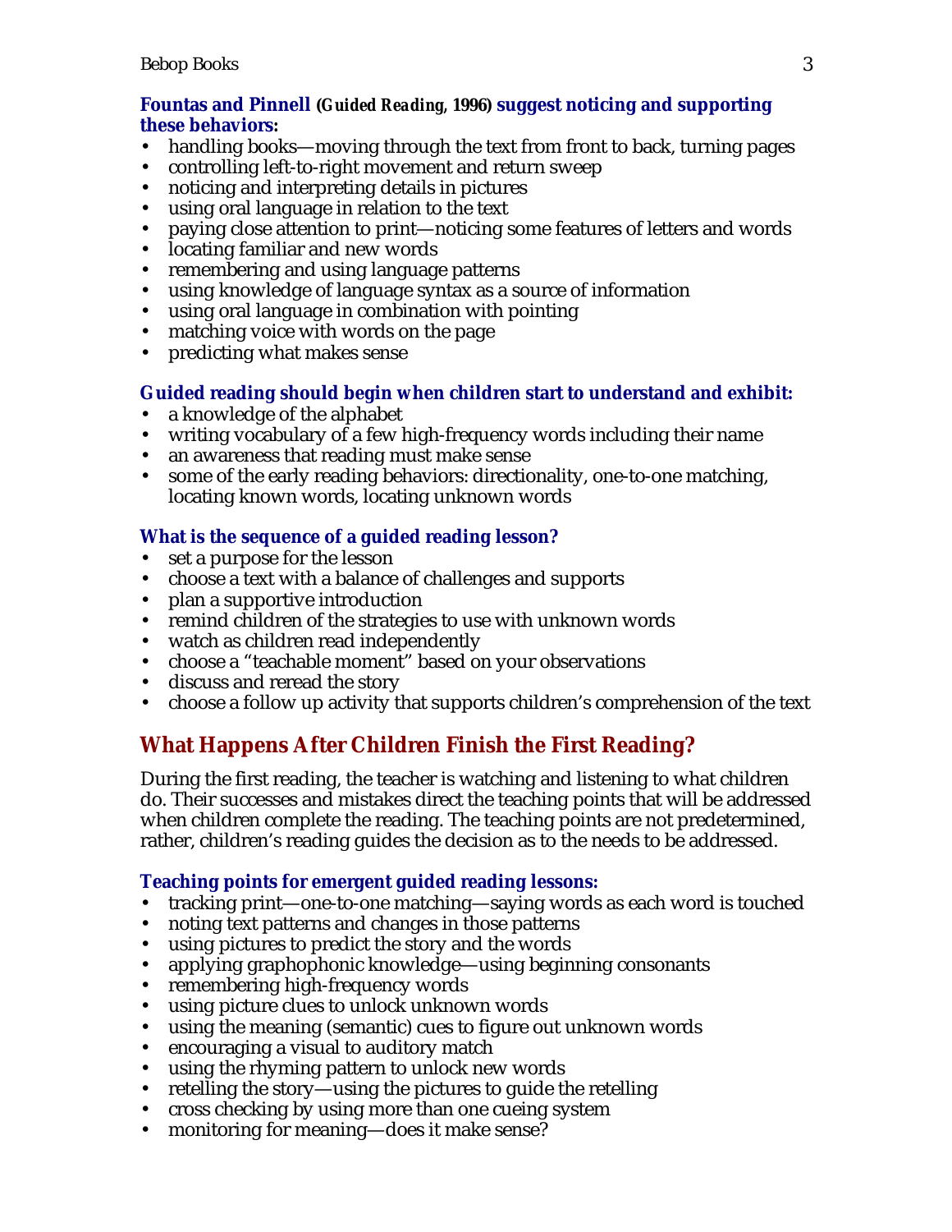**Fountas and Pinnell** ***(Guided Reading*, 1996)** **suggest noticing and supporting these behaviors:**

- handling books—moving through the text from front to back, turning pages
- controlling left-to-right movement and return sweep
- noticing and interpreting details in pictures
- using oral language in relation to the text
- paying close attention to print—noticing some features of letters and words
- locating familiar and new words
- remembering and using language patterns
- using knowledge of language syntax as a source of information
- using oral language in combination with pointing
- matching voice with words on the page
- predicting what makes sense

**Guided reading should begin when children start to understand and exhibit:**

- a knowledge of the alphabet
- writing vocabulary of a few high-frequency words including their name
- an awareness that reading must make sense
- some of the early reading behaviors: directionality, one-to-one matching, locating known words, locating unknown words

**What is the sequence of a guided reading lesson?**

- set a purpose for the lesson
- choose a text with a balance of challenges and supports
- plan a supportive introduction
- remind children of the strategies to use with unknown words
- watch as children read independently
- choose a "teachable moment" based on your observations
- discuss and reread the story
- choose a follow up activity that supports children's comprehension of the text

## What Happens After Children Finish the First Reading?

During the first reading, the teacher is watching and listening to what children do. Their successes and mistakes direct the teaching points that will be addressed when children complete the reading. The teaching points are not predetermined, rather, children's reading guides the decision as to the needs to be addressed.

**Teaching points for emergent guided reading lessons:**

- tracking print—one-to-one matching—saying words as each word is touched
- noting text patterns and changes in those patterns
- using pictures to predict the story and the words
- applying graphophonic knowledge—using beginning consonants
- remembering high-frequency words
- using picture clues to unlock unknown words
- using the meaning (semantic) cues to figure out unknown words
- encouraging a visual to auditory match
- using the rhyming pattern to unlock new words
- retelling the story—using the pictures to guide the retelling
- cross checking by using more than one cueing system
- monitoring for meaning—does it make sense?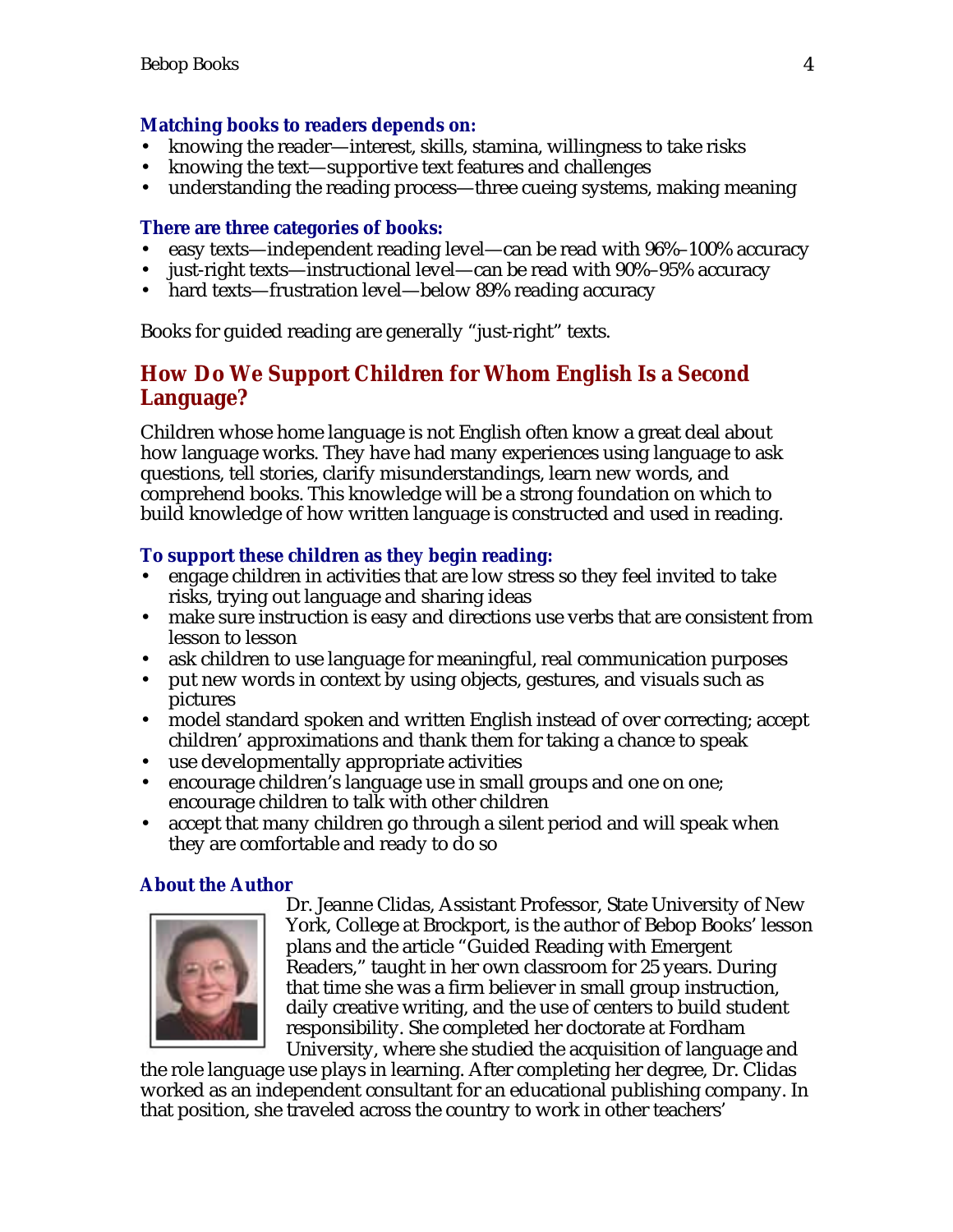**Matching books to readers depends on:**

- knowing the reader—interest, skills, stamina, willingness to take risks
- knowing the text—supportive text features and challenges
- understanding the reading process—three cueing systems, making meaning

**There are three categories of books:**

- easy texts—independent reading level—can be read with 96%–100% accuracy
- just-right texts—instructional level—can be read with 90%–95% accuracy
- hard texts—frustration level—below 89% reading accuracy

Books for guided reading are generally “just-right” texts.

## How Do We Support Children for Whom English Is a Second Language?

Children whose home language is not English often know a great deal about how language works. They have had many experiences using language to ask questions, tell stories, clarify misunderstandings, learn new words, and comprehend books. This knowledge will be a strong foundation on which to build knowledge of how written language is constructed and used in reading.

**To support these children as they begin reading:**

- engage children in activities that are low stress so they feel invited to take risks, trying out language and sharing ideas
- make sure instruction is easy and directions use verbs that are consistent from lesson to lesson
- ask children to use language for meaningful, real communication purposes
- put new words in context by using objects, gestures, and visuals such as pictures
- model standard spoken and written English instead of over correcting; accept children’ approximations and thank them for taking a chance to speak
- use developmentally appropriate activities
- encourage children’s language use in small groups and one on one; encourage children to talk with other children
- accept that many children go through a silent period and will speak when they are comfortable and ready to do so

**About the Author**

Dr. Jeanne Clidas, Assistant Professor, State University of New York, College at Brockport, is the author of Bebop Books’ lesson plans and the article “Guided Reading with Emergent Readers,” taught in her own classroom for 25 years. During that time she was a firm believer in small group instruction, daily creative writing, and the use of centers to build student responsibility. She completed her doctorate at Fordham University, where she studied the acquisition of language and the role language use plays in learning. After completing her degree, Dr. Clidas worked as an independent consultant for an educational publishing company. In that position, she traveled across the country to work in other teachers’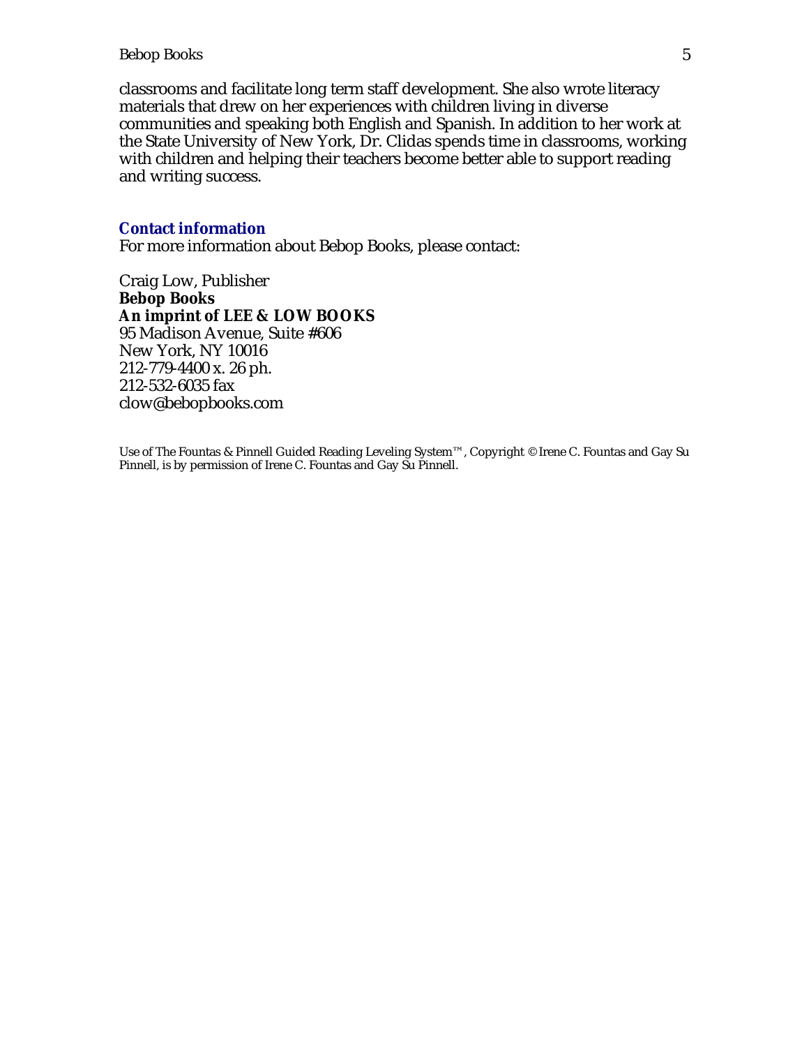classrooms and facilitate long term staff development. She also wrote literacy materials that drew on her experiences with children living in diverse communities and speaking both English and Spanish. In addition to her work at the State University of New York, Dr. Clidas spends time in classrooms, working with children and helping their teachers become better able to support reading and writing success.

## Contact information

For more information about Bebop Books, please contact:

Craig Low, Publisher
**Bebop Books**
***An imprint of LEE & LOW BOOKS***
95 Madison Avenue, Suite #606
New York, NY 10016
212-779-4400 x. 26 ph.
212-532-6035 fax
clow@bebopbooks.com

Use of The Fountas & Pinnell Guided Reading Leveling System™, Copyright © Irene C. Fountas and Gay Su Pinnell, is by permission of Irene C. Fountas and Gay Su Pinnell.